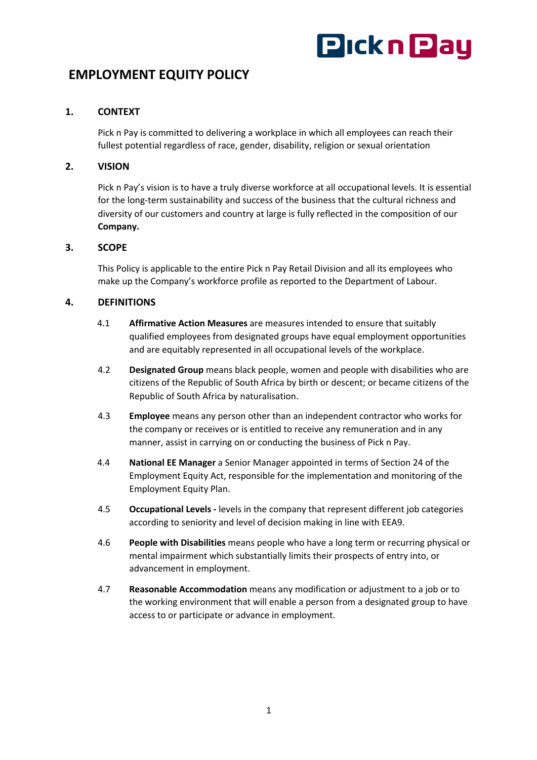# EMPLOYMENT EQUITY POLICY

## 1. CONTEXT

Pick n Pay is committed to delivering a workplace in which all employees can reach their fullest potential regardless of race, gender, disability, religion or sexual orientation

## 2. VISION

Pick n Pay's vision is to have a truly diverse workforce at all occupational levels. It is essential for the long-term sustainability and success of the business that the cultural richness and diversity of our customers and country at large is fully reflected in the composition of our **Company.**

## 3. SCOPE

This Policy is applicable to the entire Pick n Pay Retail Division and all its employees who make up the Company's workforce profile as reported to the Department of Labour.

## 4. DEFINITIONS

4.1 **Affirmative Action Measures** are measures intended to ensure that suitably qualified employees from designated groups have equal employment opportunities and are equitably represented in all occupational levels of the workplace.

4.2 **Designated Group** means black people, women and people with disabilities who are citizens of the Republic of South Africa by birth or descent; or became citizens of the Republic of South Africa by naturalisation.

4.3 **Employee** means any person other than an independent contractor who works for the company or receives or is entitled to receive any remuneration and in any manner, assist in carrying on or conducting the business of Pick n Pay.

4.4 **National EE Manager** a Senior Manager appointed in terms of Section 24 of the Employment Equity Act, responsible for the implementation and monitoring of the Employment Equity Plan.

4.5 **Occupational Levels -** levels in the company that represent different job categories according to seniority and level of decision making in line with EEA9.

4.6 **People with Disabilities** means people who have a long term or recurring physical or mental impairment which substantially limits their prospects of entry into, or advancement in employment.

4.7 **Reasonable Accommodation** means any modification or adjustment to a job or to the working environment that will enable a person from a designated group to have access to or participate or advance in employment.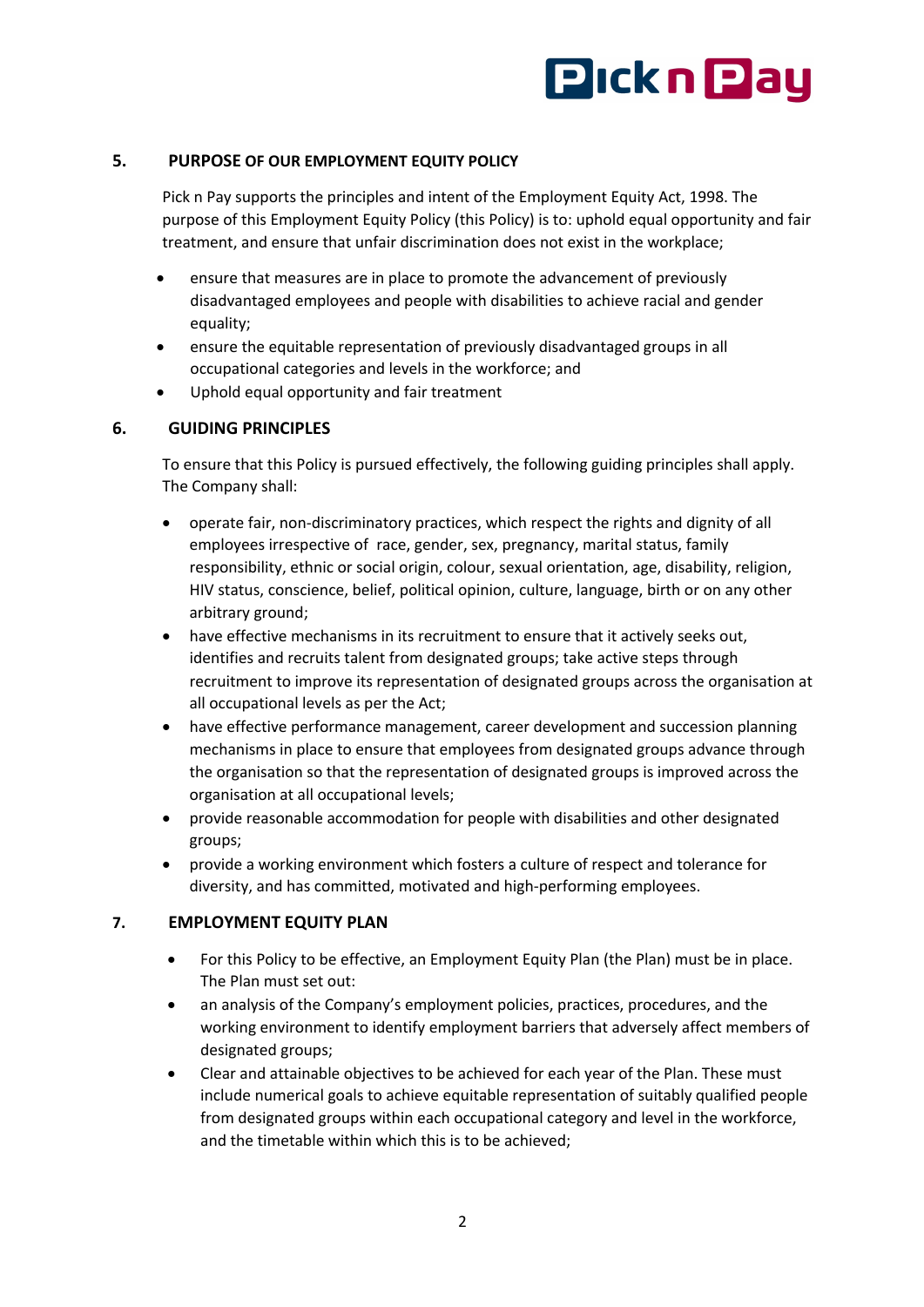## 5. PURPOSE OF OUR EMPLOYMENT EQUITY POLICY

Pick n Pay supports the principles and intent of the Employment Equity Act, 1998. The purpose of this Employment Equity Policy (this Policy) is to: uphold equal opportunity and fair treatment, and ensure that unfair discrimination does not exist in the workplace;

- ensure that measures are in place to promote the advancement of previously disadvantaged employees and people with disabilities to achieve racial and gender equality;
- ensure the equitable representation of previously disadvantaged groups in all occupational categories and levels in the workforce; and
- Uphold equal opportunity and fair treatment

## 6. GUIDING PRINCIPLES

To ensure that this Policy is pursued effectively, the following guiding principles shall apply. The Company shall:

- operate fair, non-discriminatory practices, which respect the rights and dignity of all employees irrespective of race, gender, sex, pregnancy, marital status, family responsibility, ethnic or social origin, colour, sexual orientation, age, disability, religion, HIV status, conscience, belief, political opinion, culture, language, birth or on any other arbitrary ground;
- have effective mechanisms in its recruitment to ensure that it actively seeks out, identifies and recruits talent from designated groups; take active steps through recruitment to improve its representation of designated groups across the organisation at all occupational levels as per the Act;
- have effective performance management, career development and succession planning mechanisms in place to ensure that employees from designated groups advance through the organisation so that the representation of designated groups is improved across the organisation at all occupational levels;
- provide reasonable accommodation for people with disabilities and other designated groups;
- provide a working environment which fosters a culture of respect and tolerance for diversity, and has committed, motivated and high-performing employees.

## 7. EMPLOYMENT EQUITY PLAN

- For this Policy to be effective, an Employment Equity Plan (the Plan) must be in place. The Plan must set out:
- an analysis of the Company's employment policies, practices, procedures, and the working environment to identify employment barriers that adversely affect members of designated groups;
- Clear and attainable objectives to be achieved for each year of the Plan. These must include numerical goals to achieve equitable representation of suitably qualified people from designated groups within each occupational category and level in the workforce, and the timetable within which this is to be achieved;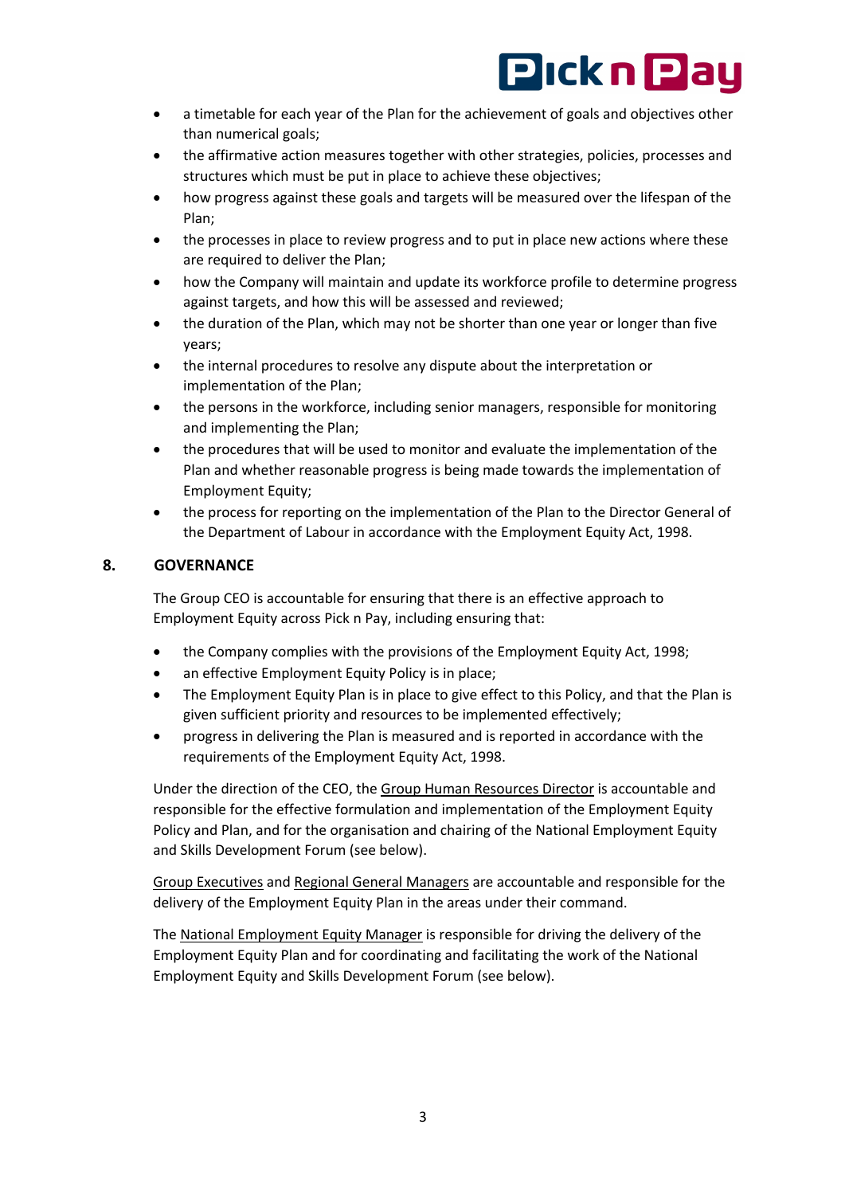- a timetable for each year of the Plan for the achievement of goals and objectives other than numerical goals;
- the affirmative action measures together with other strategies, policies, processes and structures which must be put in place to achieve these objectives;
- how progress against these goals and targets will be measured over the lifespan of the Plan;
- the processes in place to review progress and to put in place new actions where these are required to deliver the Plan;
- how the Company will maintain and update its workforce profile to determine progress against targets, and how this will be assessed and reviewed;
- the duration of the Plan, which may not be shorter than one year or longer than five years;
- the internal procedures to resolve any dispute about the interpretation or implementation of the Plan;
- the persons in the workforce, including senior managers, responsible for monitoring and implementing the Plan;
- the procedures that will be used to monitor and evaluate the implementation of the Plan and whether reasonable progress is being made towards the implementation of Employment Equity;
- the process for reporting on the implementation of the Plan to the Director General of the Department of Labour in accordance with the Employment Equity Act, 1998.

## 8. GOVERNANCE

The Group CEO is accountable for ensuring that there is an effective approach to Employment Equity across Pick n Pay, including ensuring that:

- the Company complies with the provisions of the Employment Equity Act, 1998;
- an effective Employment Equity Policy is in place;
- The Employment Equity Plan is in place to give effect to this Policy, and that the Plan is given sufficient priority and resources to be implemented effectively;
- progress in delivering the Plan is measured and is reported in accordance with the requirements of the Employment Equity Act, 1998.

Under the direction of the CEO, the <u>Group Human Resources Director</u> is accountable and responsible for the effective formulation and implementation of the Employment Equity Policy and Plan, and for the organisation and chairing of the National Employment Equity and Skills Development Forum (see below).

<u>Group Executives</u> and <u>Regional General Managers</u> are accountable and responsible for the delivery of the Employment Equity Plan in the areas under their command.

The <u>National Employment Equity Manager</u> is responsible for driving the delivery of the Employment Equity Plan and for coordinating and facilitating the work of the National Employment Equity and Skills Development Forum (see below).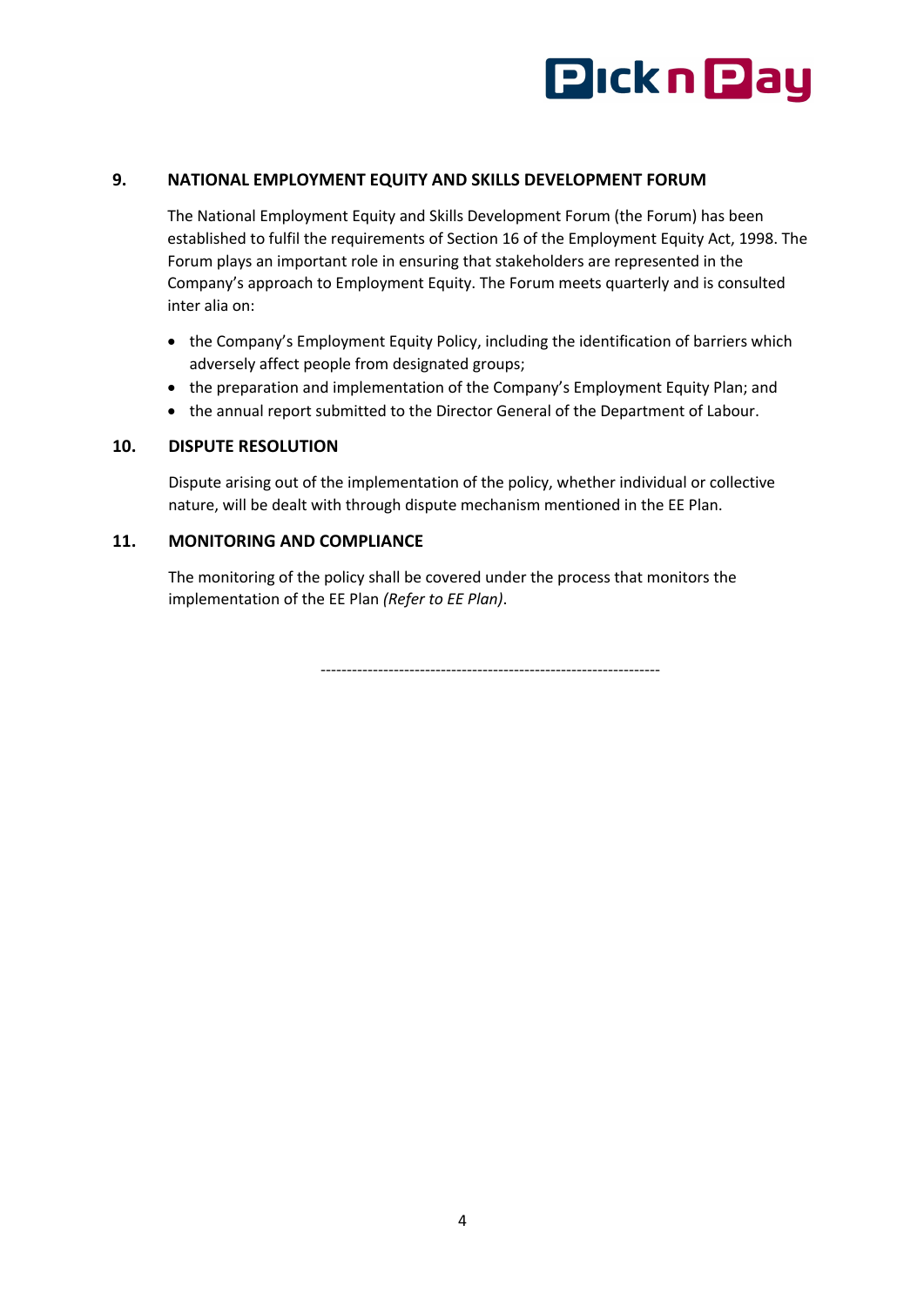## 9. NATIONAL EMPLOYMENT EQUITY AND SKILLS DEVELOPMENT FORUM

The National Employment Equity and Skills Development Forum (the Forum) has been established to fulfil the requirements of Section 16 of the Employment Equity Act, 1998. The Forum plays an important role in ensuring that stakeholders are represented in the Company's approach to Employment Equity. The Forum meets quarterly and is consulted inter alia on:

- the Company's Employment Equity Policy, including the identification of barriers which adversely affect people from designated groups;
- the preparation and implementation of the Company's Employment Equity Plan; and
- the annual report submitted to the Director General of the Department of Labour.

## 10. DISPUTE RESOLUTION

Dispute arising out of the implementation of the policy, whether individual or collective nature, will be dealt with through dispute mechanism mentioned in the EE Plan.

## 11. MONITORING AND COMPLIANCE

The monitoring of the policy shall be covered under the process that monitors the implementation of the EE Plan *(Refer to EE Plan)*.

------------------------------------------------------------------